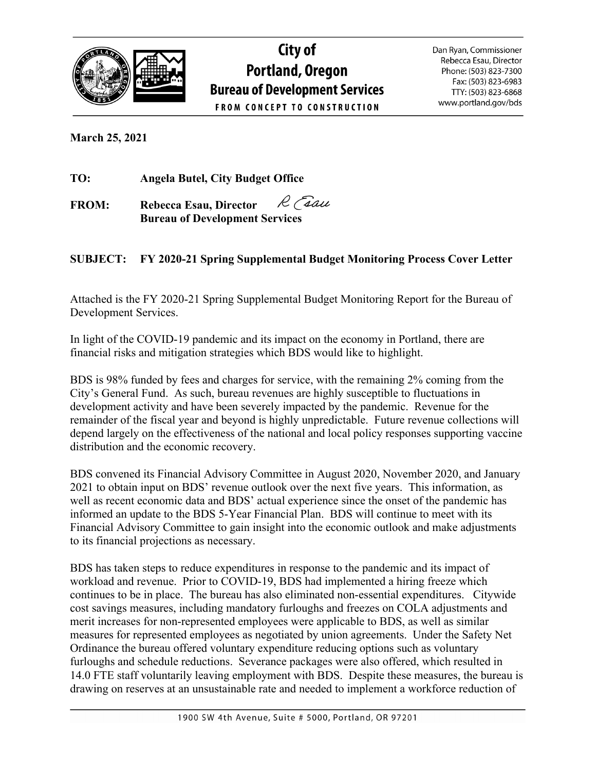# City of Portland, Oregon
## Bureau of Development Services

FROM CONCEPT TO CONSTRUCTION

Dan Ryan, Commissioner
Rebecca Esau, Director
Phone: (503) 823-7300
Fax: (503) 823-6983
TTY: (503) 823-6868
www.portland.gov/bds

**March 25, 2021**

**TO:** **Angela Butel, City Budget Office**

**FROM:** **Rebecca Esau, Director**
**Bureau of Development Services**

**SUBJECT: FY 2020-21 Spring Supplemental Budget Monitoring Process Cover Letter**

Attached is the FY 2020-21 Spring Supplemental Budget Monitoring Report for the Bureau of Development Services.

In light of the COVID-19 pandemic and its impact on the economy in Portland, there are financial risks and mitigation strategies which BDS would like to highlight.

BDS is 98% funded by fees and charges for service, with the remaining 2% coming from the City's General Fund. As such, bureau revenues are highly susceptible to fluctuations in development activity and have been severely impacted by the pandemic. Revenue for the remainder of the fiscal year and beyond is highly unpredictable. Future revenue collections will depend largely on the effectiveness of the national and local policy responses supporting vaccine distribution and the economic recovery.

BDS convened its Financial Advisory Committee in August 2020, November 2020, and January 2021 to obtain input on BDS' revenue outlook over the next five years. This information, as well as recent economic data and BDS' actual experience since the onset of the pandemic has informed an update to the BDS 5-Year Financial Plan. BDS will continue to meet with its Financial Advisory Committee to gain insight into the economic outlook and make adjustments to its financial projections as necessary.

BDS has taken steps to reduce expenditures in response to the pandemic and its impact of workload and revenue. Prior to COVID-19, BDS had implemented a hiring freeze which continues to be in place. The bureau has also eliminated non-essential expenditures. Citywide cost savings measures, including mandatory furloughs and freezes on COLA adjustments and merit increases for non-represented employees were applicable to BDS, as well as similar measures for represented employees as negotiated by union agreements. Under the Safety Net Ordinance the bureau offered voluntary expenditure reducing options such as voluntary furloughs and schedule reductions. Severance packages were also offered, which resulted in 14.0 FTE staff voluntarily leaving employment with BDS. Despite these measures, the bureau is drawing on reserves at an unsustainable rate and needed to implement a workforce reduction of

1900 SW 4th Avenue, Suite # 5000, Portland, OR 97201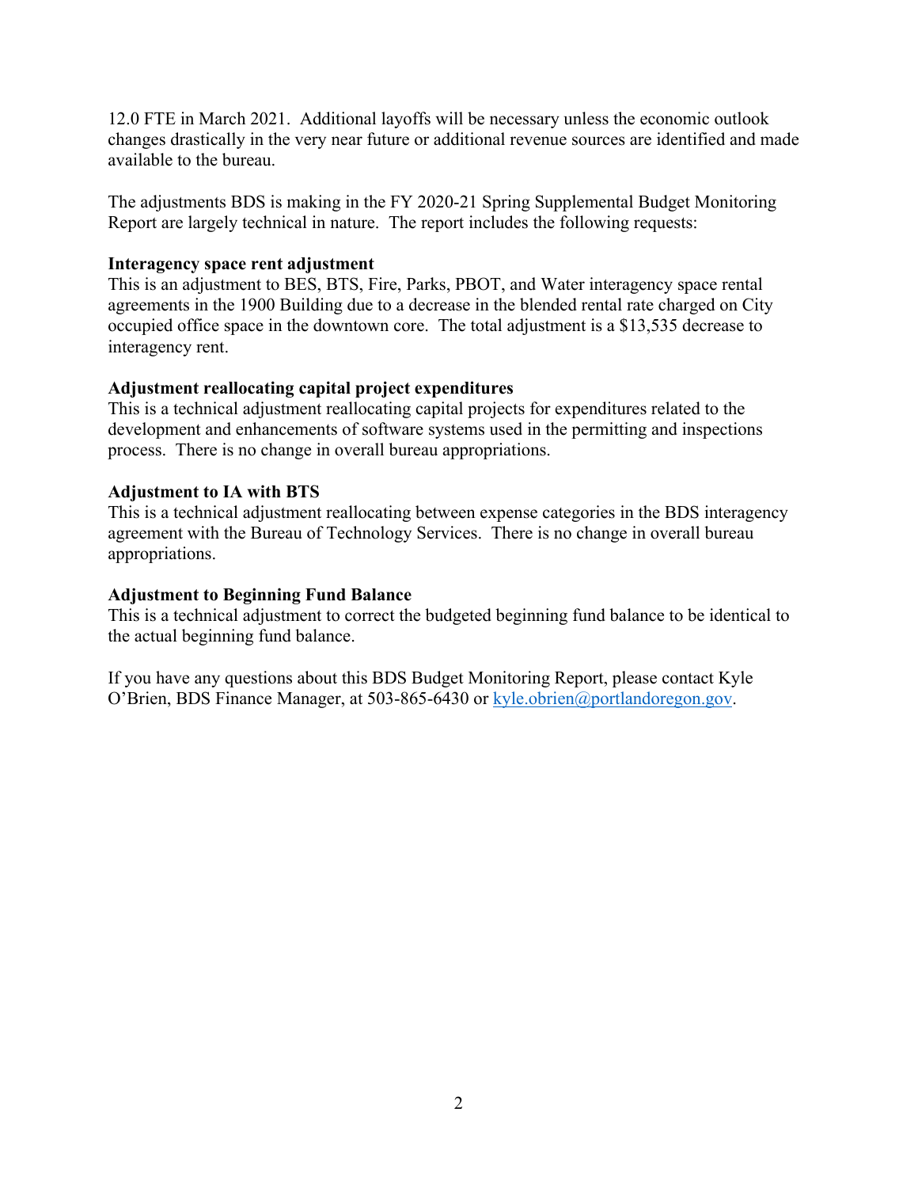12.0 FTE in March 2021. Additional layoffs will be necessary unless the economic outlook changes drastically in the very near future or additional revenue sources are identified and made available to the bureau.

The adjustments BDS is making in the FY 2020-21 Spring Supplemental Budget Monitoring Report are largely technical in nature. The report includes the following requests:

**Interagency space rent adjustment**
This is an adjustment to BES, BTS, Fire, Parks, PBOT, and Water interagency space rental agreements in the 1900 Building due to a decrease in the blended rental rate charged on City occupied office space in the downtown core. The total adjustment is a $13,535 decrease to interagency rent.

**Adjustment reallocating capital project expenditures**
This is a technical adjustment reallocating capital projects for expenditures related to the development and enhancements of software systems used in the permitting and inspections process. There is no change in overall bureau appropriations.

**Adjustment to IA with BTS**
This is a technical adjustment reallocating between expense categories in the BDS interagency agreement with the Bureau of Technology Services. There is no change in overall bureau appropriations.

**Adjustment to Beginning Fund Balance**
This is a technical adjustment to correct the budgeted beginning fund balance to be identical to the actual beginning fund balance.

If you have any questions about this BDS Budget Monitoring Report, please contact Kyle O'Brien, BDS Finance Manager, at 503-865-6430 or kyle.obrien@portlandoregon.gov.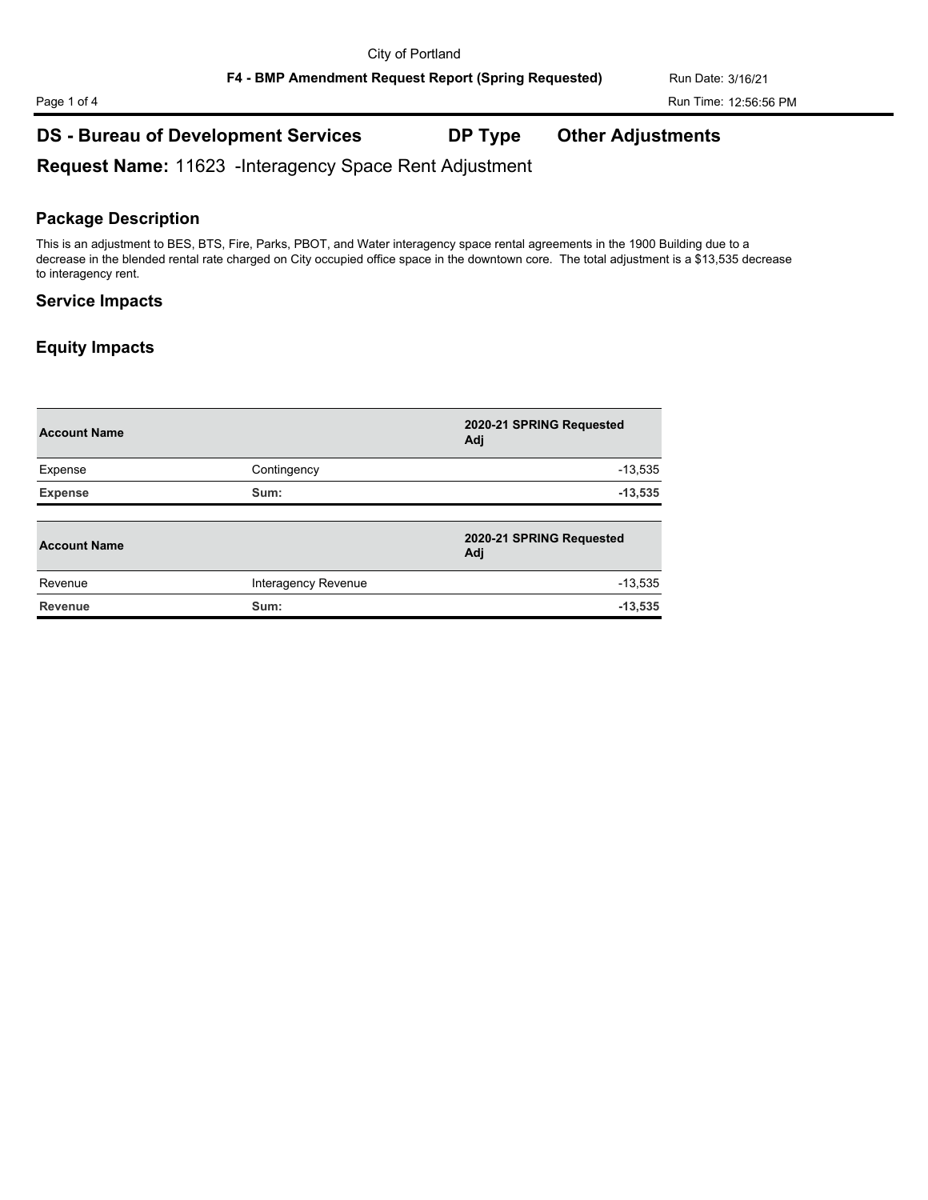City of Portland

**F4 - BMP Amendment Request Report (Spring Requested)**

Run Date: 3/16/21
Run Time: 12:56:56 PM

## DS - Bureau of Development Services &nbsp;&nbsp;&nbsp; DP Type &nbsp;&nbsp;&nbsp; Other Adjustments

**Request Name:** 11623 -Interagency Space Rent Adjustment

### Package Description

This is an adjustment to BES, BTS, Fire, Parks, PBOT, and Water interagency space rental agreements in the 1900 Building due to a decrease in the blended rental rate charged on City occupied office space in the downtown core. The total adjustment is a $13,535 decrease to interagency rent.

### Service Impacts

### Equity Impacts

| Account Name | | 2020-21 SPRING Requested Adj |
|---|---|---|
| Expense | Contingency | -13,535 |
| **Expense** | **Sum:** | **-13,535** |

| Account Name | | 2020-21 SPRING Requested Adj |
|---|---|---|
| Revenue | Interagency Revenue | -13,535 |
| **Revenue** | **Sum:** | **-13,535** |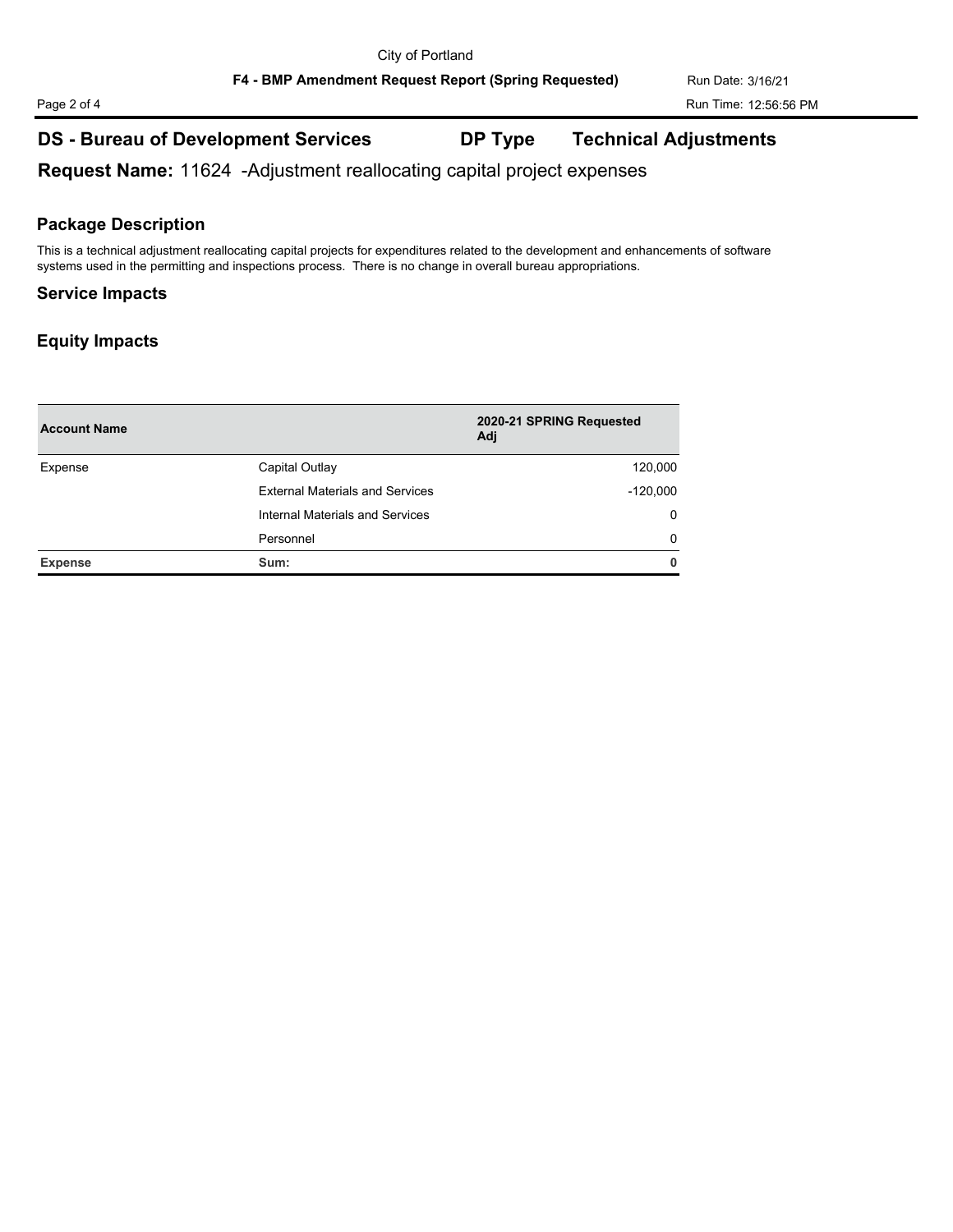## DS - Bureau of Development Services DP Type Technical Adjustments

**Request Name:** 11624 -Adjustment reallocating capital project expenses

### Package Description

This is a technical adjustment reallocating capital projects for expenditures related to the development and enhancements of software systems used in the permitting and inspections process. There is no change in overall bureau appropriations.

### Service Impacts

### Equity Impacts

| Account Name | | 2020-21 SPRING Requested Adj |
|---|---|---|
| Expense | Capital Outlay | 120,000 |
| | External Materials and Services | -120,000 |
| | Internal Materials and Services | 0 |
| | Personnel | 0 |
| **Expense** | **Sum:** | **0** |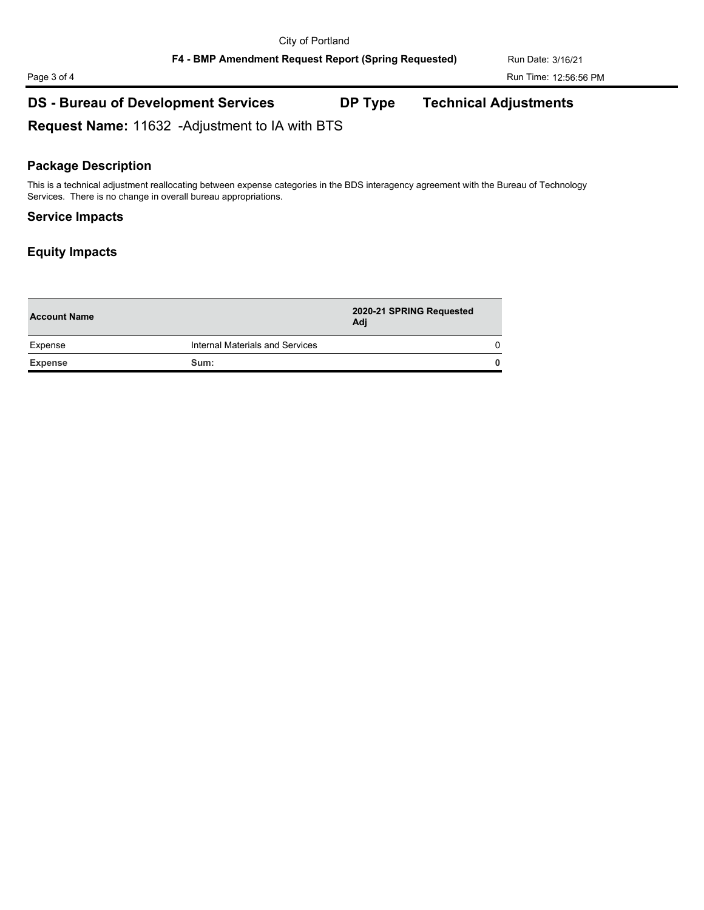## DS - Bureau of Development Services  DP Type  Technical Adjustments

**Request Name:** 11632 -Adjustment to IA with BTS

### Package Description

This is a technical adjustment reallocating between expense categories in the BDS interagency agreement with the Bureau of Technology Services. There is no change in overall bureau appropriations.

### Service Impacts

### Equity Impacts

| Account Name | | 2020-21 SPRING Requested Adj |
|---|---|---|
| Expense | Internal Materials and Services | 0 |
| **Expense** | **Sum:** | **0** |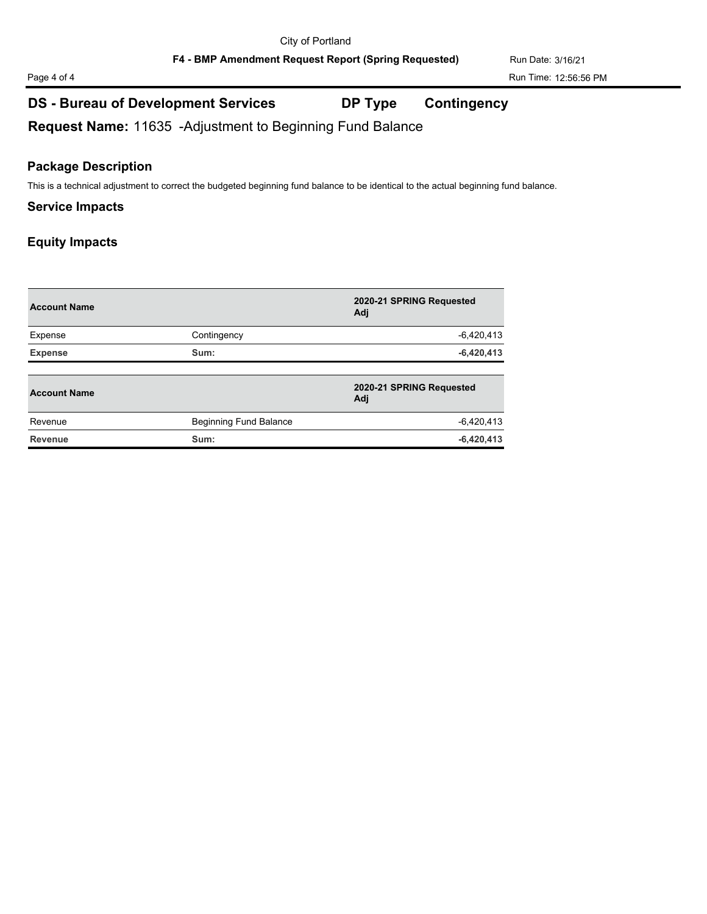City of Portland

**F4 - BMP Amendment Request Report (Spring Requested)**

Run Date: 3/16/21

Run Time: 12:56:56 PM

## DS - Bureau of Development Services — DP Type: Contingency

**Request Name:** 11635 -Adjustment to Beginning Fund Balance

### Package Description

This is a technical adjustment to correct the budgeted beginning fund balance to be identical to the actual beginning fund balance.

### Service Impacts

### Equity Impacts

| Account Name | | 2020-21 SPRING Requested Adj |
|---|---|---|
| Expense | Contingency | -6,420,413 |
| **Expense** | **Sum:** | **-6,420,413** |

| Account Name | | 2020-21 SPRING Requested Adj |
|---|---|---|
| Revenue | Beginning Fund Balance | -6,420,413 |
| **Revenue** | **Sum:** | **-6,420,413** |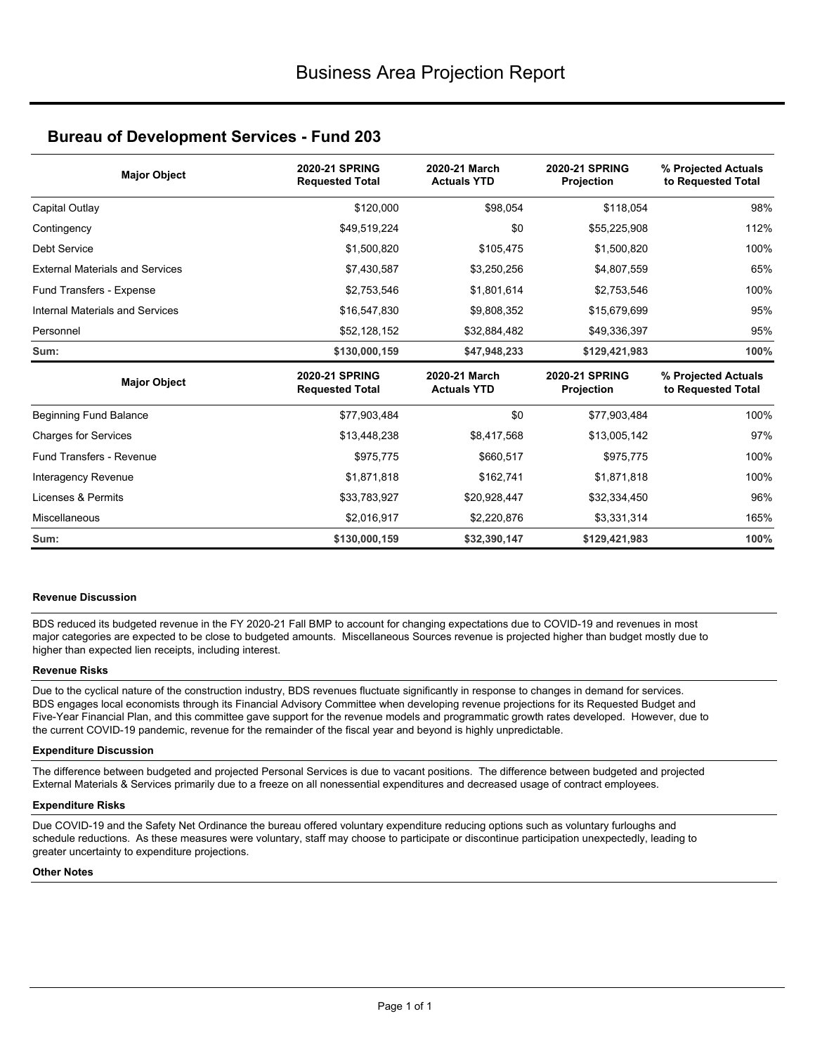# Business Area Projection Report

## Bureau of Development Services - Fund 203

| Major Object | 2020-21 SPRING Requested Total | 2020-21 March Actuals YTD | 2020-21 SPRING Projection | % Projected Actuals to Requested Total |
|---|---|---|---|---|
| Capital Outlay | $120,000 | $98,054 | $118,054 | 98% |
| Contingency | $49,519,224 | $0 | $55,225,908 | 112% |
| Debt Service | $1,500,820 | $105,475 | $1,500,820 | 100% |
| External Materials and Services | $7,430,587 | $3,250,256 | $4,807,559 | 65% |
| Fund Transfers - Expense | $2,753,546 | $1,801,614 | $2,753,546 | 100% |
| Internal Materials and Services | $16,547,830 | $9,808,352 | $15,679,699 | 95% |
| Personnel | $52,128,152 | $32,884,482 | $49,336,397 | 95% |
| **Sum:** | **$130,000,159** | **$47,948,233** | **$129,421,983** | **100%** |

| Major Object | 2020-21 SPRING Requested Total | 2020-21 March Actuals YTD | 2020-21 SPRING Projection | % Projected Actuals to Requested Total |
|---|---|---|---|---|
| Beginning Fund Balance | $77,903,484 | $0 | $77,903,484 | 100% |
| Charges for Services | $13,448,238 | $8,417,568 | $13,005,142 | 97% |
| Fund Transfers - Revenue | $975,775 | $660,517 | $975,775 | 100% |
| Interagency Revenue | $1,871,818 | $162,741 | $1,871,818 | 100% |
| Licenses & Permits | $33,783,927 | $20,928,447 | $32,334,450 | 96% |
| Miscellaneous | $2,016,917 | $2,220,876 | $3,331,314 | 165% |
| **Sum:** | **$130,000,159** | **$32,390,147** | **$129,421,983** | **100%** |

**Revenue Discussion**

BDS reduced its budgeted revenue in the FY 2020-21 Fall BMP to account for changing expectations due to COVID-19 and revenues in most major categories are expected to be close to budgeted amounts. Miscellaneous Sources revenue is projected higher than budget mostly due to higher than expected lien receipts, including interest.

**Revenue Risks**

Due to the cyclical nature of the construction industry, BDS revenues fluctuate significantly in response to changes in demand for services. BDS engages local economists through its Financial Advisory Committee when developing revenue projections for its Requested Budget and Five-Year Financial Plan, and this committee gave support for the revenue models and programmatic growth rates developed. However, due to the current COVID-19 pandemic, revenue for the remainder of the fiscal year and beyond is highly unpredictable.

**Expenditure Discussion**

The difference between budgeted and projected Personal Services is due to vacant positions. The difference between budgeted and projected External Materials & Services primarily due to a freeze on all nonessential expenditures and decreased usage of contract employees.

**Expenditure Risks**

Due COVID-19 and the Safety Net Ordinance the bureau offered voluntary expenditure reducing options such as voluntary furloughs and schedule reductions. As these measures were voluntary, staff may choose to participate or discontinue participation unexpectedly, leading to greater uncertainty to expenditure projections.

**Other Notes**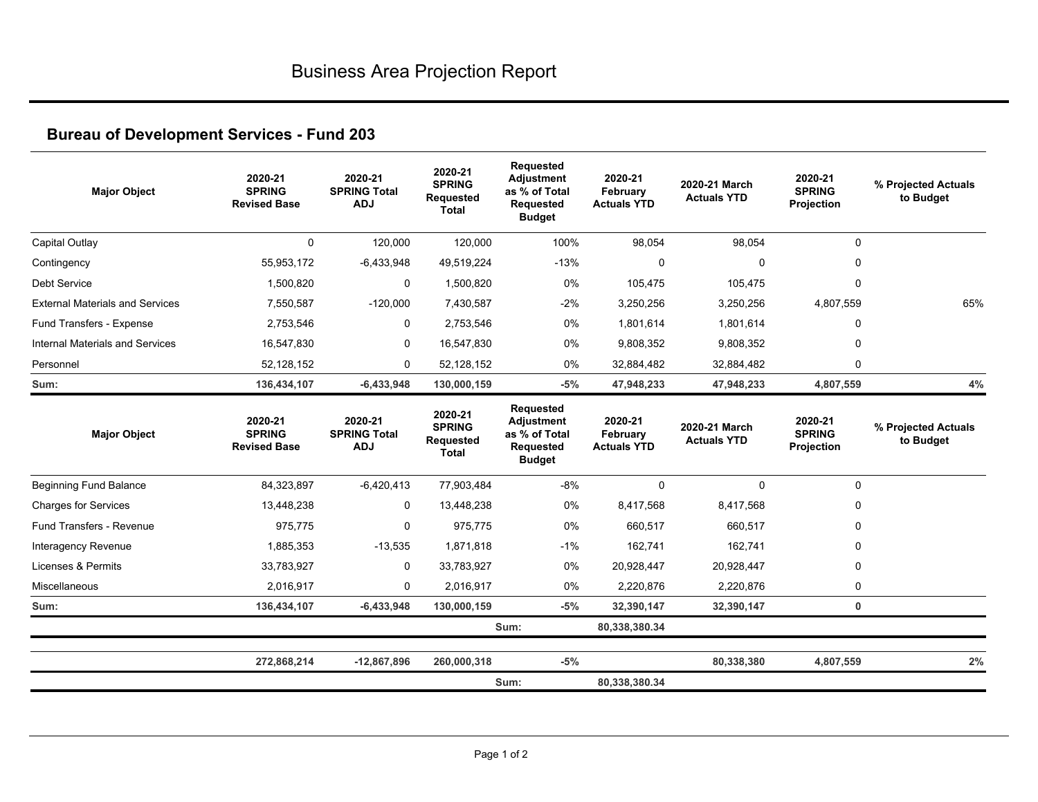# Business Area Projection Report

## Bureau of Development Services - Fund 203

| Major Object | 2020-21 SPRING Revised Base | 2020-21 SPRING Total ADJ | 2020-21 SPRING Requested Total | Requested Adjustment as % of Total Requested Budget | 2020-21 February Actuals YTD | 2020-21 March Actuals YTD | 2020-21 SPRING Projection | % Projected Actuals to Budget |
|---|---|---|---|---|---|---|---|---|
| Capital Outlay | 0 | 120,000 | 120,000 | 100% | 98,054 | 98,054 | 0 | |
| Contingency | 55,953,172 | -6,433,948 | 49,519,224 | -13% | 0 | 0 | 0 | |
| Debt Service | 1,500,820 | 0 | 1,500,820 | 0% | 105,475 | 105,475 | 0 | |
| External Materials and Services | 7,550,587 | -120,000 | 7,430,587 | -2% | 3,250,256 | 3,250,256 | 4,807,559 | 65% |
| Fund Transfers - Expense | 2,753,546 | 0 | 2,753,546 | 0% | 1,801,614 | 1,801,614 | 0 | |
| Internal Materials and Services | 16,547,830 | 0 | 16,547,830 | 0% | 9,808,352 | 9,808,352 | 0 | |
| Personnel | 52,128,152 | 0 | 52,128,152 | 0% | 32,884,482 | 32,884,482 | 0 | |
| **Sum:** | **136,434,107** | **-6,433,948** | **130,000,159** | **-5%** | **47,948,233** | **47,948,233** | **4,807,559** | **4%** |

| Major Object | 2020-21 SPRING Revised Base | 2020-21 SPRING Total ADJ | 2020-21 SPRING Requested Total | Requested Adjustment as % of Total Requested Budget | 2020-21 February Actuals YTD | 2020-21 March Actuals YTD | 2020-21 SPRING Projection | % Projected Actuals to Budget |
|---|---|---|---|---|---|---|---|---|
| Beginning Fund Balance | 84,323,897 | -6,420,413 | 77,903,484 | -8% | 0 | 0 | 0 | |
| Charges for Services | 13,448,238 | 0 | 13,448,238 | 0% | 8,417,568 | 8,417,568 | 0 | |
| Fund Transfers - Revenue | 975,775 | 0 | 975,775 | 0% | 660,517 | 660,517 | 0 | |
| Interagency Revenue | 1,885,353 | -13,535 | 1,871,818 | -1% | 162,741 | 162,741 | 0 | |
| Licenses & Permits | 33,783,927 | 0 | 33,783,927 | 0% | 20,928,447 | 20,928,447 | 0 | |
| Miscellaneous | 2,016,917 | 0 | 2,016,917 | 0% | 2,220,876 | 2,220,876 | 0 | |
| **Sum:** | **136,434,107** | **-6,433,948** | **130,000,159** | **-5%** | **32,390,147** | **32,390,147** | **0** | |
| | | | | **Sum:** | **80,338,380.34** | | | |
| | **272,868,214** | **-12,867,896** | **260,000,318** | **-5%** | | **80,338,380** | **4,807,559** | **2%** |
| | | | | **Sum:** | **80,338,380.34** | | | |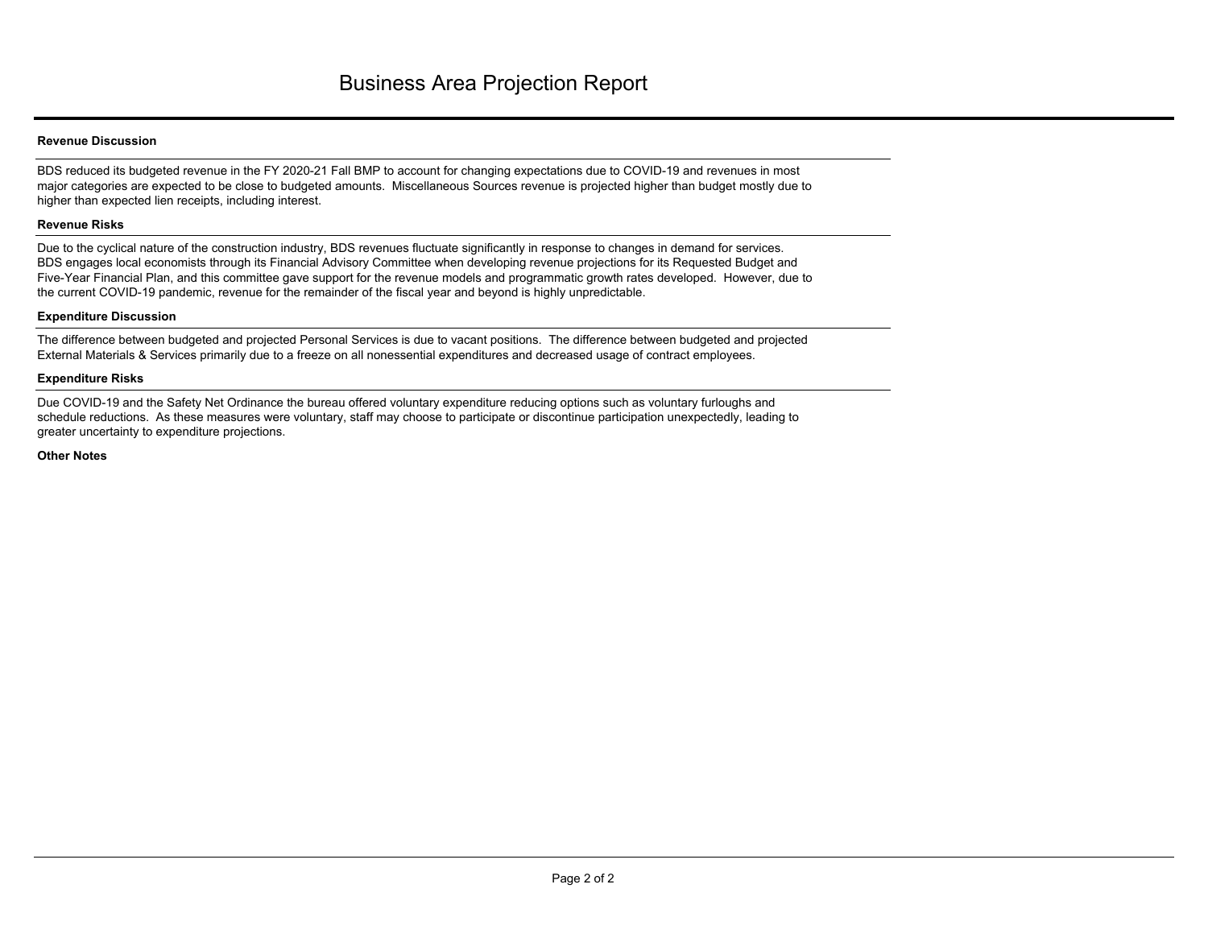# Business Area Projection Report

### Revenue Discussion

BDS reduced its budgeted revenue in the FY 2020-21 Fall BMP to account for changing expectations due to COVID-19 and revenues in most major categories are expected to be close to budgeted amounts. Miscellaneous Sources revenue is projected higher than budget mostly due to higher than expected lien receipts, including interest.

### Revenue Risks

Due to the cyclical nature of the construction industry, BDS revenues fluctuate significantly in response to changes in demand for services. BDS engages local economists through its Financial Advisory Committee when developing revenue projections for its Requested Budget and Five-Year Financial Plan, and this committee gave support for the revenue models and programmatic growth rates developed. However, due to the current COVID-19 pandemic, revenue for the remainder of the fiscal year and beyond is highly unpredictable.

### Expenditure Discussion

The difference between budgeted and projected Personal Services is due to vacant positions. The difference between budgeted and projected External Materials & Services primarily due to a freeze on all nonessential expenditures and decreased usage of contract employees.

### Expenditure Risks

Due COVID-19 and the Safety Net Ordinance the bureau offered voluntary expenditure reducing options such as voluntary furloughs and schedule reductions. As these measures were voluntary, staff may choose to participate or discontinue participation unexpectedly, leading to greater uncertainty to expenditure projections.

### Other Notes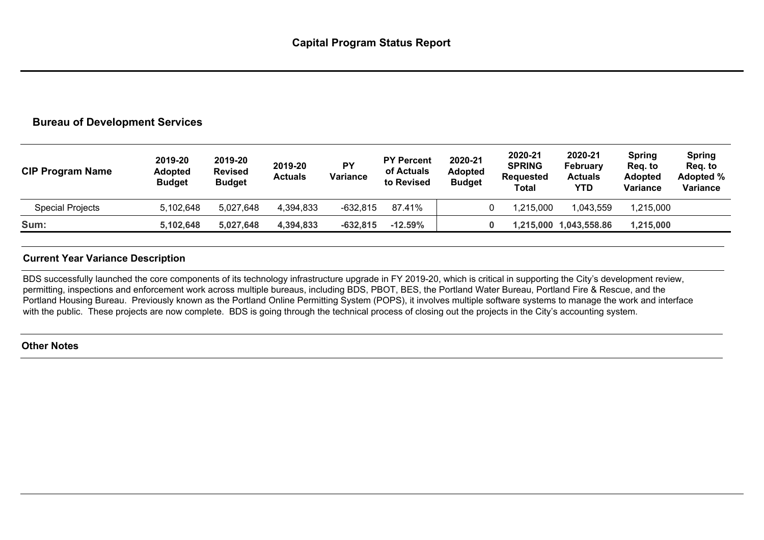# Capital Program Status Report

## Bureau of Development Services

| CIP Program Name | 2019-20 Adopted Budget | 2019-20 Revised Budget | 2019-20 Actuals | PY Variance | PY Percent of Actuals to Revised | 2020-21 Adopted Budget | 2020-21 SPRING Requested Total | 2020-21 February Actuals YTD | Spring Req. to Adopted Variance | Spring Req. to Adopted % Variance |
|---|---|---|---|---|---|---|---|---|---|---|
| Special Projects | 5,102,648 | 5,027,648 | 4,394,833 | -632,815 | 87.41% | 0 | 1,215,000 | 1,043,559 | 1,215,000 | |
| **Sum:** | **5,102,648** | **5,027,648** | **4,394,833** | **-632,815** | **-12.59%** | **0** | **1,215,000** | **1,043,558.86** | **1,215,000** | |

### Current Year Variance Description

BDS successfully launched the core components of its technology infrastructure upgrade in FY 2019-20, which is critical in supporting the City's development review, permitting, inspections and enforcement work across multiple bureaus, including BDS, PBOT, BES, the Portland Water Bureau, Portland Fire & Rescue, and the Portland Housing Bureau. Previously known as the Portland Online Permitting System (POPS), it involves multiple software systems to manage the work and interface with the public. These projects are now complete. BDS is going through the technical process of closing out the projects in the City's accounting system.

### Other Notes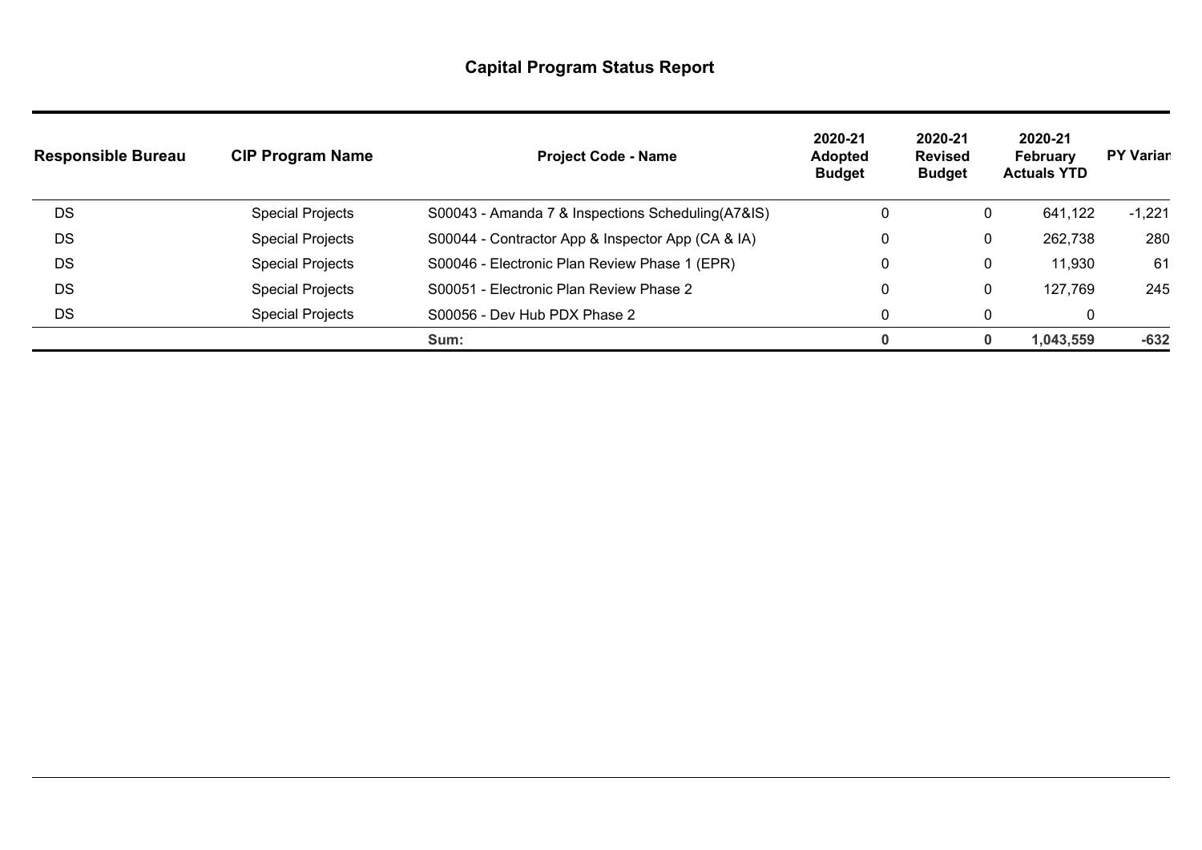# Capital Program Status Report

| Responsible Bureau | CIP Program Name | Project Code - Name | 2020-21 Adopted Budget | 2020-21 Revised Budget | 2020-21 February Actuals YTD | PY Varian |
|---|---|---|---|---|---|---|
| DS | Special Projects | S00043 - Amanda 7 & Inspections Scheduling(A7&IS) | 0 | 0 | 641,122 | -1,221 |
| DS | Special Projects | S00044 - Contractor App & Inspector App (CA & IA) | 0 | 0 | 262,738 | 280 |
| DS | Special Projects | S00046 - Electronic Plan Review Phase 1 (EPR) | 0 | 0 | 11,930 | 61 |
| DS | Special Projects | S00051 - Electronic Plan Review Phase 2 | 0 | 0 | 127,769 | 245 |
| DS | Special Projects | S00056 - Dev Hub PDX Phase 2 | 0 | 0 | 0 | |
| | | **Sum:** | **0** | **0** | **1,043,559** | **-632** |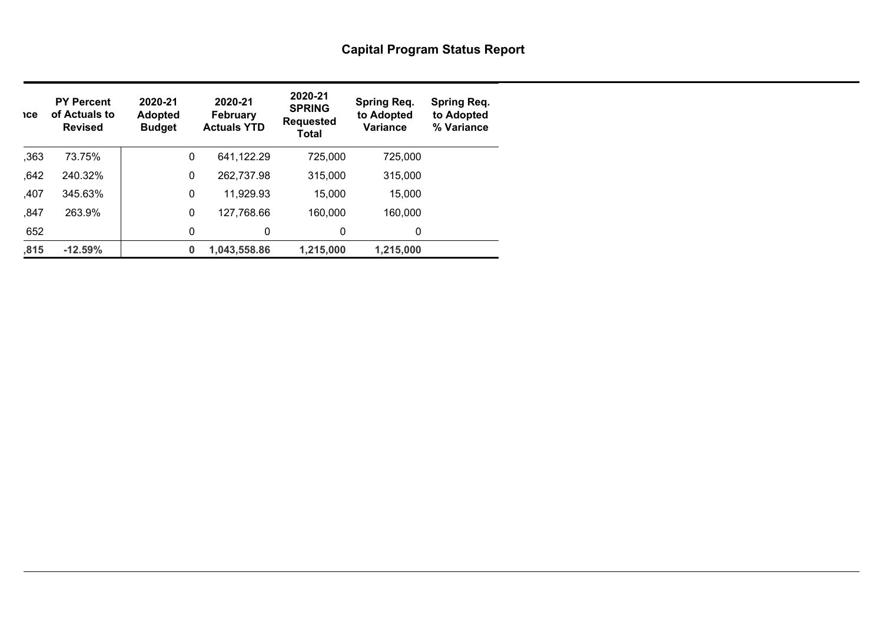# Capital Program Status Report

| nce | PY Percent of Actuals to Revised | 2020-21 Adopted Budget | 2020-21 February Actuals YTD | 2020-21 SPRING Requested Total | Spring Req. to Adopted Variance | Spring Req. to Adopted % Variance |
|---|---|---|---|---|---|---|
| ,363 | 73.75% | 0 | 641,122.29 | 725,000 | 725,000 | |
| ,642 | 240.32% | 0 | 262,737.98 | 315,000 | 315,000 | |
| ,407 | 345.63% | 0 | 11,929.93 | 15,000 | 15,000 | |
| ,847 | 263.9% | 0 | 127,768.66 | 160,000 | 160,000 | |
| 652 | | 0 | 0 | 0 | 0 | |
| **,815** | **-12.59%** | **0** | **1,043,558.86** | **1,215,000** | **1,215,000** | |